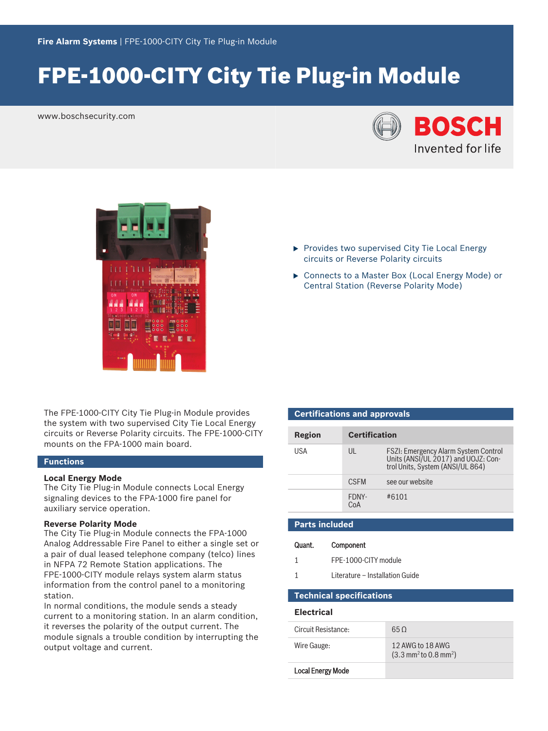# FPE-1000-CITY City Tie Plug-in Module

- Provides two supervised City Tie Local Energy circuits or Reverse Polarity circuits
- Connects to a Master Box (Local Energy Mode) or Central Station (Reverse Polarity Mode)

The FPE-1000-CITY City Tie Plug-in Module provides the system with two supervised City Tie Local Energy circuits or Reverse Polarity circuits. The FPE-1000-CITY mounts on the FPA-1000 main board.

## Functions

### Local Energy Mode

The City Tie Plug-in Module connects Local Energy signaling devices to the FPA-1000 fire panel for auxiliary service operation.

### Reverse Polarity Mode

The City Tie Plug-in Module connects the FPA-1000 Analog Addressable Fire Panel to either a single set or a pair of dual leased telephone company (telco) lines in NFPA 72 Remote Station applications. The FPE-1000-CITY module relays system alarm status information from the control panel to a monitoring station.

In normal conditions, the module sends a steady current to a monitoring station. In an alarm condition, it reverses the polarity of the output current. The module signals a trouble condition by interrupting the output voltage and current.

## Certifications and approvals

| Region | Certification | |
|---|---|---|
| USA | UL | FSZI: Emergency Alarm System Control Units (ANSI/UL 2017) and UOJZ: Control Units, System (ANSI/UL 864) |
| | CSFM | see our website |
| | FDNY-CoA | #6101 |

## Parts included

| Quant. | Component |
|---|---|
| 1 | FPE-1000-CITY module |
| 1 | Literature – Installation Guide |

## Technical specifications

### Electrical

| | |
|---|---|
| Circuit Resistance: | 65 Ω |
| Wire Gauge: | 12 AWG to 18 AWG ($3.3\ mm^2$ to $0.8\ mm^2$) |
| **Local Energy Mode** | |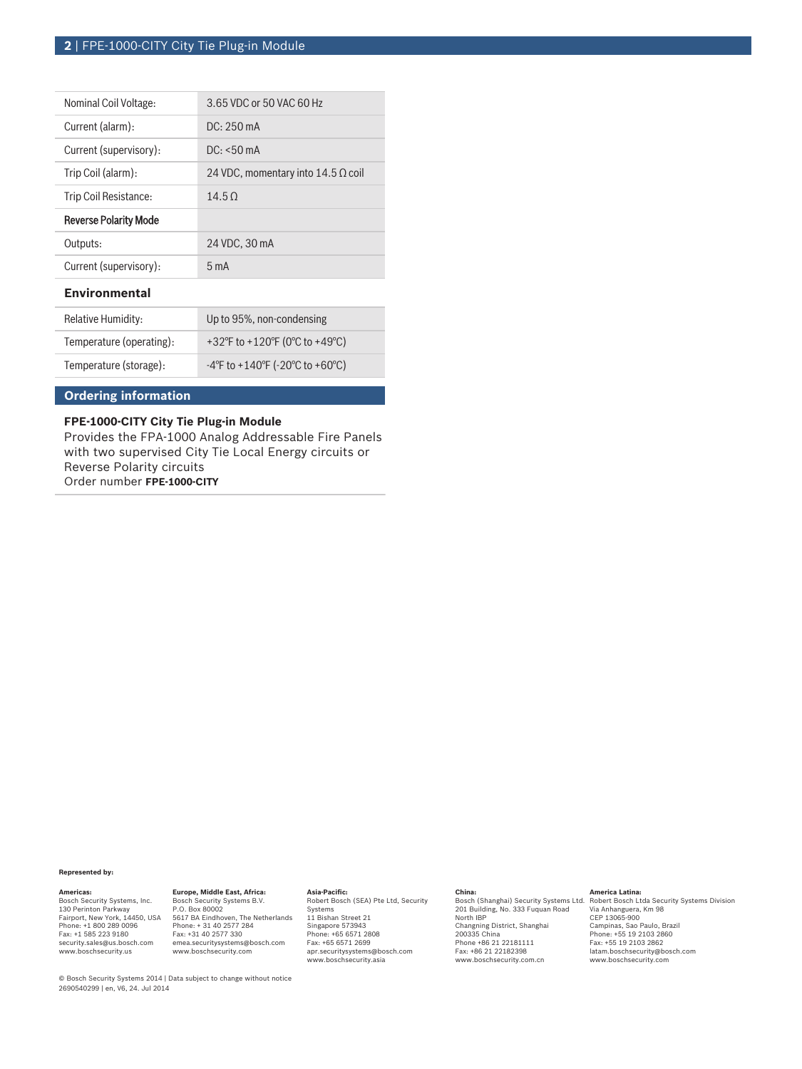| | |
|---|---|
| Nominal Coil Voltage: | 3.65 VDC or 50 VAC 60 Hz |
| Current (alarm): | DC: 250 mA |
| Current (supervisory): | DC: <50 mA |
| Trip Coil (alarm): | 24 VDC, momentary into 14.5 Ω coil |
| Trip Coil Resistance: | 14.5 Ω |
| **Reverse Polarity Mode** | |
| Outputs: | 24 VDC, 30 mA |
| Current (supervisory): | 5 mA |

### Environmental

| | |
|---|---|
| Relative Humidity: | Up to 95%, non-condensing |
| Temperature (operating): | +32°F to +120°F (0°C to +49°C) |
| Temperature (storage): | -4°F to +140°F (-20°C to +60°C) |

## Ordering information

**FPE-1000-CITY City Tie Plug-in Module**
Provides the FPA-1000 Analog Addressable Fire Panels with two supervised City Tie Local Energy circuits or Reverse Polarity circuits
Order number **FPE-1000-CITY**

**Represented by:**

**Americas:**
Bosch Security Systems, Inc.
130 Perinton Parkway
Fairport, New York, 14450, USA
Phone: +1 800 289 0096
Fax: +1 585 223 9180
security.sales@us.bosch.com
www.boschsecurity.us

**Europe, Middle East, Africa:**
Bosch Security Systems B.V.
P.O. Box 80002
5617 BA Eindhoven, The Netherlands
Phone: + 31 40 2577 284
Fax: +31 40 2577 330
emea.securitysystems@bosch.com
www.boschsecurity.com

**Asia-Pacific:**
Robert Bosch (SEA) Pte Ltd, Security Systems
11 Bishan Street 21
Singapore 573943
Phone: +65 6571 2808
Fax: +65 6571 2699
apr.securitysystems@bosch.com
www.boschsecurity.asia

**China:**
Bosch (Shanghai) Security Systems Ltd.
201 Building, No. 333 Fuquan Road
North IBP
Changning District, Shanghai
200335 China
Phone +86 21 22181111
Fax: +86 21 22182398
www.boschsecurity.com.cn

**America Latina:**
Robert Bosch Ltda Security Systems Division
Via Anhanguera, Km 98
CEP 13065-900
Campinas, Sao Paulo, Brazil
Phone: +55 19 2103 2860
Fax: +55 19 2103 2862
latam.boschsecurity@bosch.com
www.boschsecurity.com

© Bosch Security Systems 2014 | Data subject to change without notice
2690540299 | en, V6, 24. Jul 2014